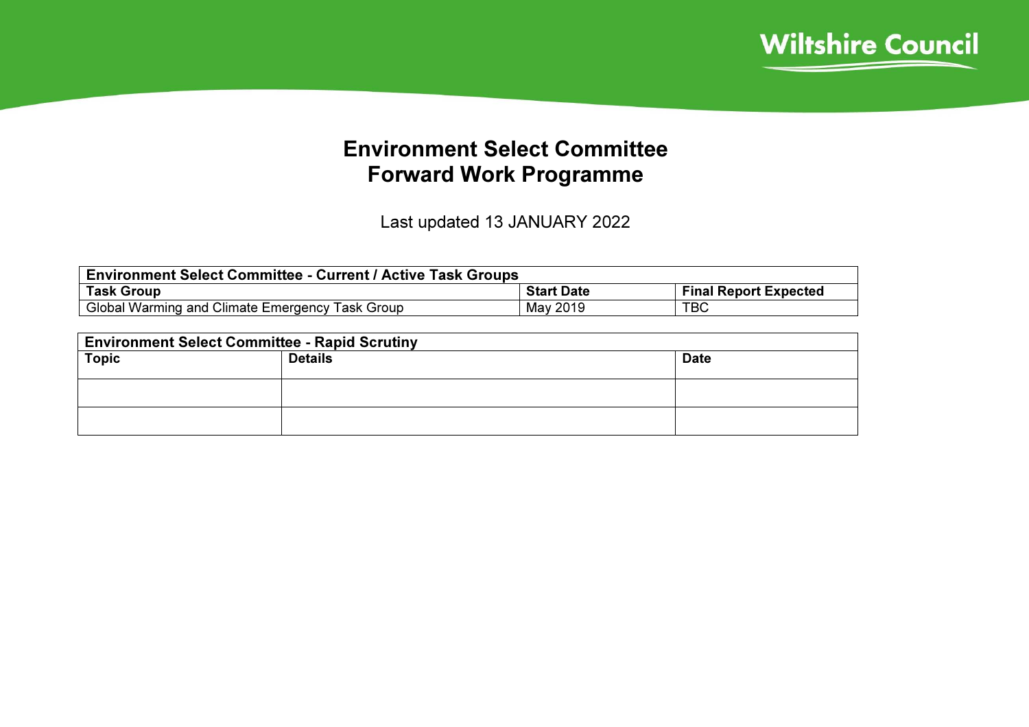# Environment Select Committee
# Forward Work Programme

Last updated 13 JANUARY 2022

| Environment Select Committee - Current / Active Task Groups | | |
|---|---|---|
| **Task Group** | **Start Date** | **Final Report Expected** |
| Global Warming and Climate Emergency Task Group | May 2019 | TBC |

| Environment Select Committee - Rapid Scrutiny | | |
|---|---|---|
| **Topic** | **Details** | **Date** |
| | | |
| | | |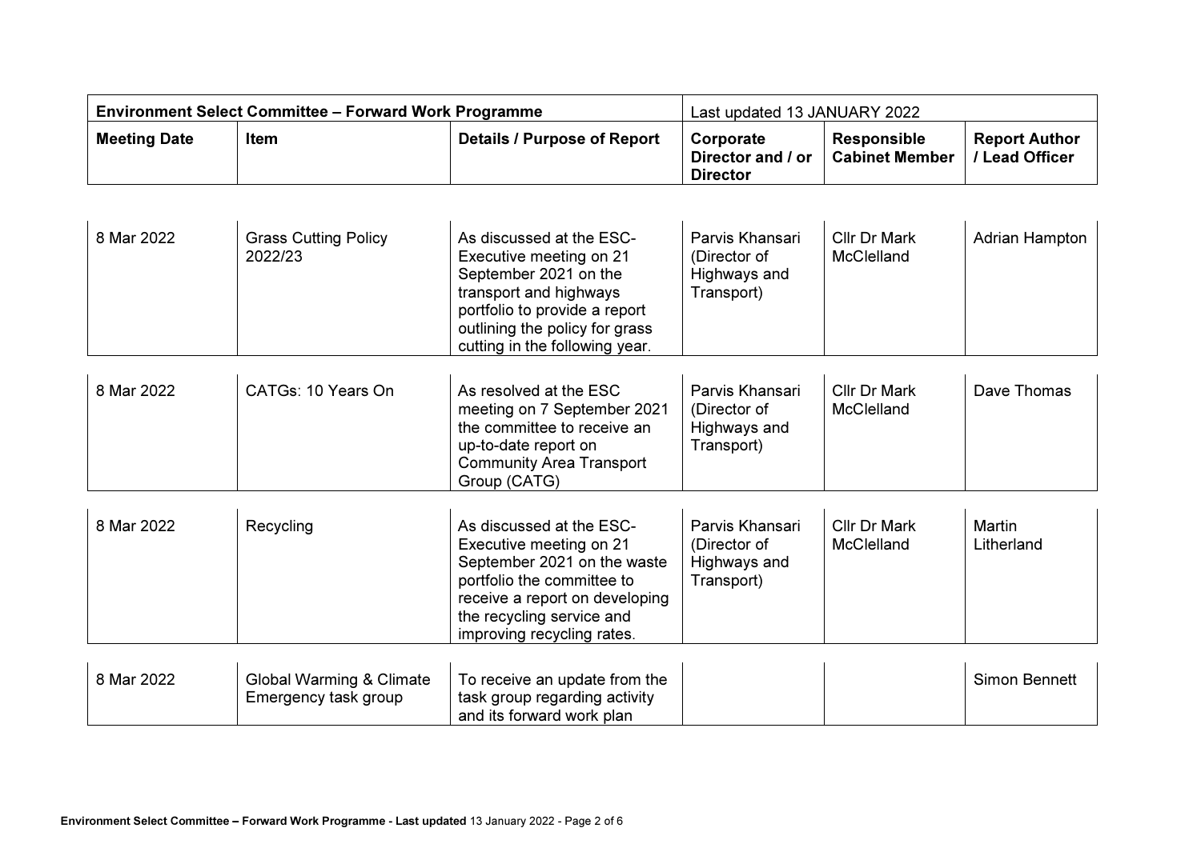| Environment Select Committee – Forward Work Programme | | | Last updated 13 JANUARY 2022 | | |
|---|---|---|---|---|---|
| **Meeting Date** | **Item** | **Details / Purpose of Report** | **Corporate Director and / or Director** | **Responsible Cabinet Member** | **Report Author / Lead Officer** |
| 8 Mar 2022 | Grass Cutting Policy 2022/23 | As discussed at the ESC-Executive meeting on 21 September 2021 on the transport and highways portfolio to provide a report outlining the policy for grass cutting in the following year. | Parvis Khansari (Director of Highways and Transport) | Cllr Dr Mark McClelland | Adrian Hampton |
| 8 Mar 2022 | CATGs: 10 Years On | As resolved at the ESC meeting on 7 September 2021 the committee to receive an up-to-date report on Community Area Transport Group (CATG) | Parvis Khansari (Director of Highways and Transport) | Cllr Dr Mark McClelland | Dave Thomas |
| 8 Mar 2022 | Recycling | As discussed at the ESC-Executive meeting on 21 September 2021 on the waste portfolio the committee to receive a report on developing the recycling service and improving recycling rates. | Parvis Khansari (Director of Highways and Transport) | Cllr Dr Mark McClelland | Martin Litherland |
| 8 Mar 2022 | Global Warming & Climate Emergency task group | To receive an update from the task group regarding activity and its forward work plan | | | Simon Bennett |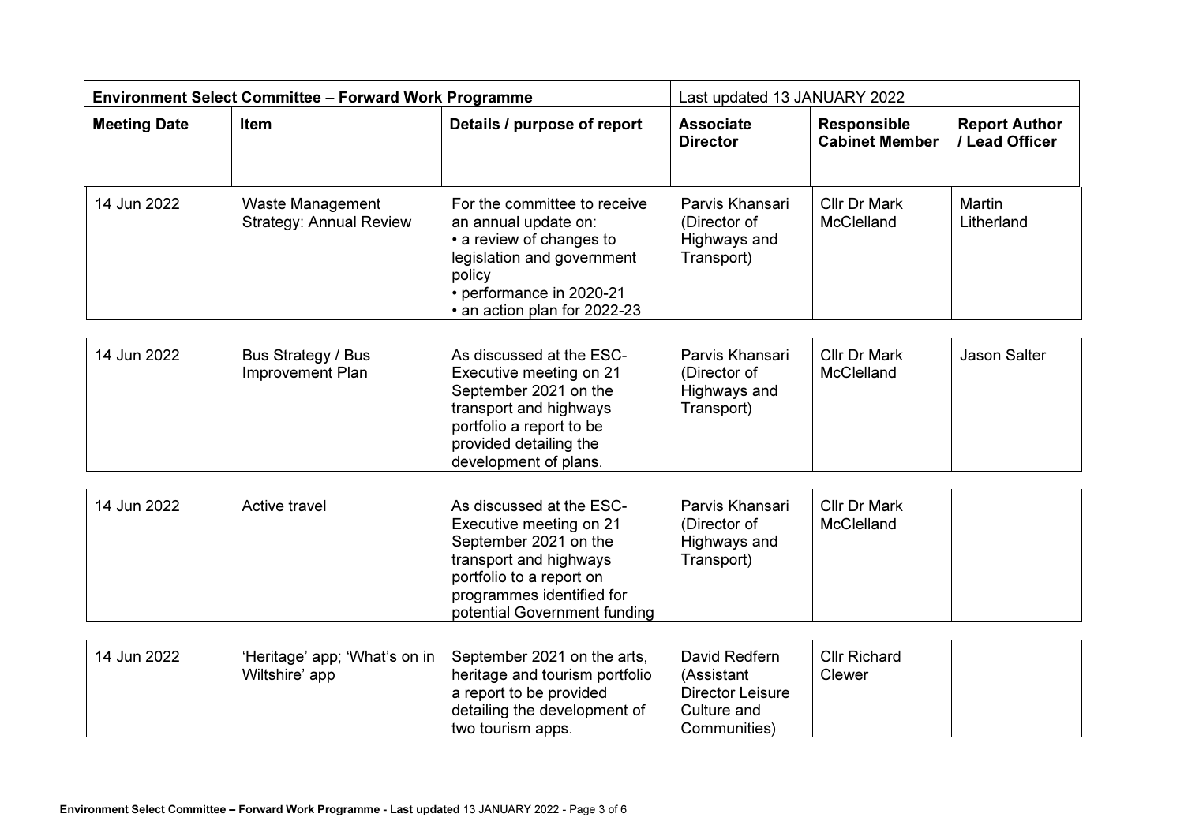| Environment Select Committee – Forward Work Programme | | | Last updated 13 JANUARY 2022 | | |
|---|---|---|---|---|---|
| **Meeting Date** | **Item** | **Details / purpose of report** | **Associate Director** | **Responsible Cabinet Member** | **Report Author / Lead Officer** |
| 14 Jun 2022 | Waste Management Strategy: Annual Review | For the committee to receive an annual update on:<br>• a review of changes to legislation and government policy<br>• performance in 2020-21<br>• an action plan for 2022-23 | Parvis Khansari (Director of Highways and Transport) | Cllr Dr Mark McClelland | Martin Litherland |
| 14 Jun 2022 | Bus Strategy / Bus Improvement Plan | As discussed at the ESC-Executive meeting on 21 September 2021 on the transport and highways portfolio a report to be provided detailing the development of plans. | Parvis Khansari (Director of Highways and Transport) | Cllr Dr Mark McClelland | Jason Salter |
| 14 Jun 2022 | Active travel | As discussed at the ESC-Executive meeting on 21 September 2021 on the transport and highways portfolio to a report on programmes identified for potential Government funding | Parvis Khansari (Director of Highways and Transport) | Cllr Dr Mark McClelland | |
| 14 Jun 2022 | 'Heritage' app; 'What's on in Wiltshire' app | September 2021 on the arts, heritage and tourism portfolio a report to be provided detailing the development of two tourism apps. | David Redfern (Assistant Director Leisure Culture and Communities) | Cllr Richard Clewer | |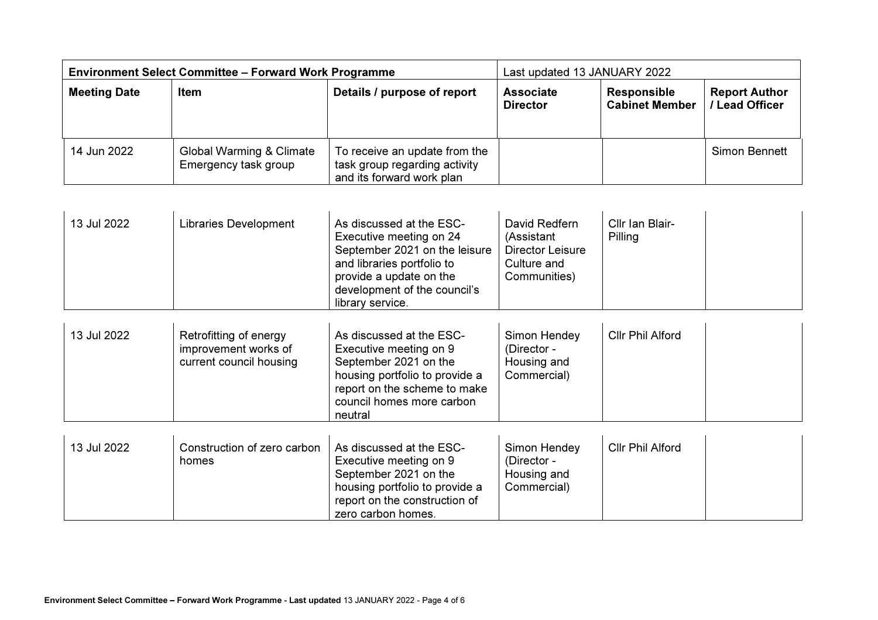| Environment Select Committee – Forward Work Programme | | | Last updated 13 JANUARY 2022 | | |
|---|---|---|---|---|---|
| **Meeting Date** | **Item** | **Details / purpose of report** | **Associate Director** | **Responsible Cabinet Member** | **Report Author / Lead Officer** |
| 14 Jun 2022 | Global Warming & Climate Emergency task group | To receive an update from the task group regarding activity and its forward work plan | | | Simon Bennett |
| 13 Jul 2022 | Libraries Development | As discussed at the ESC-Executive meeting on 24 September 2021 on the leisure and libraries portfolio to provide a update on the development of the council's library service. | David Redfern (Assistant Director Leisure Culture and Communities) | Cllr Ian Blair-Pilling | |
| 13 Jul 2022 | Retrofitting of energy improvement works of current council housing | As discussed at the ESC-Executive meeting on 9 September 2021 on the housing portfolio to provide a report on the scheme to make council homes more carbon neutral | Simon Hendey (Director - Housing and Commercial) | Cllr Phil Alford | |
| 13 Jul 2022 | Construction of zero carbon homes | As discussed at the ESC-Executive meeting on 9 September 2021 on the housing portfolio to provide a report on the construction of zero carbon homes. | Simon Hendey (Director - Housing and Commercial) | Cllr Phil Alford | |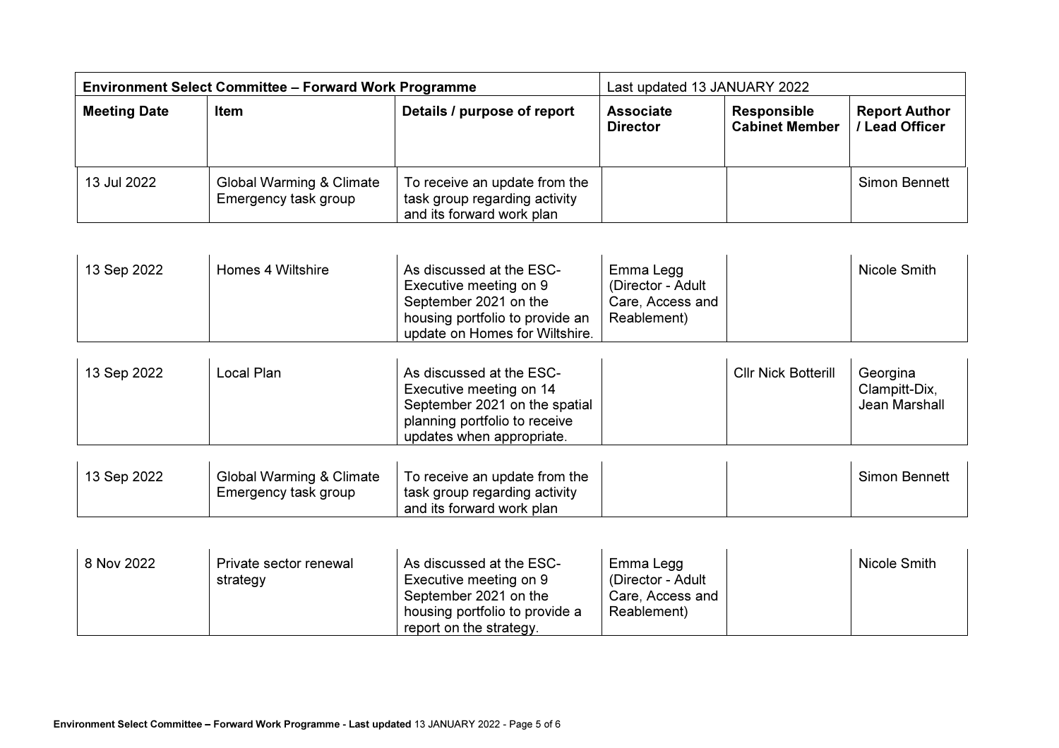| Environment Select Committee – Forward Work Programme | | | Last updated 13 JANUARY 2022 | | |
|---|---|---|---|---|---|
| **Meeting Date** | **Item** | **Details / purpose of report** | **Associate Director** | **Responsible Cabinet Member** | **Report Author / Lead Officer** |
| 13 Jul 2022 | Global Warming & Climate Emergency task group | To receive an update from the task group regarding activity and its forward work plan | | | Simon Bennett |
| 13 Sep 2022 | Homes 4 Wiltshire | As discussed at the ESC-Executive meeting on 9 September 2021 on the housing portfolio to provide an update on Homes for Wiltshire. | Emma Legg (Director - Adult Care, Access and Reablement) | | Nicole Smith |
| 13 Sep 2022 | Local Plan | As discussed at the ESC-Executive meeting on 14 September 2021 on the spatial planning portfolio to receive updates when appropriate. | | Cllr Nick Botterill | Georgina Clampitt-Dix, Jean Marshall |
| 13 Sep 2022 | Global Warming & Climate Emergency task group | To receive an update from the task group regarding activity and its forward work plan | | | Simon Bennett |
| 8 Nov 2022 | Private sector renewal strategy | As discussed at the ESC-Executive meeting on 9 September 2021 on the housing portfolio to provide a report on the strategy. | Emma Legg (Director - Adult Care, Access and Reablement) | | Nicole Smith |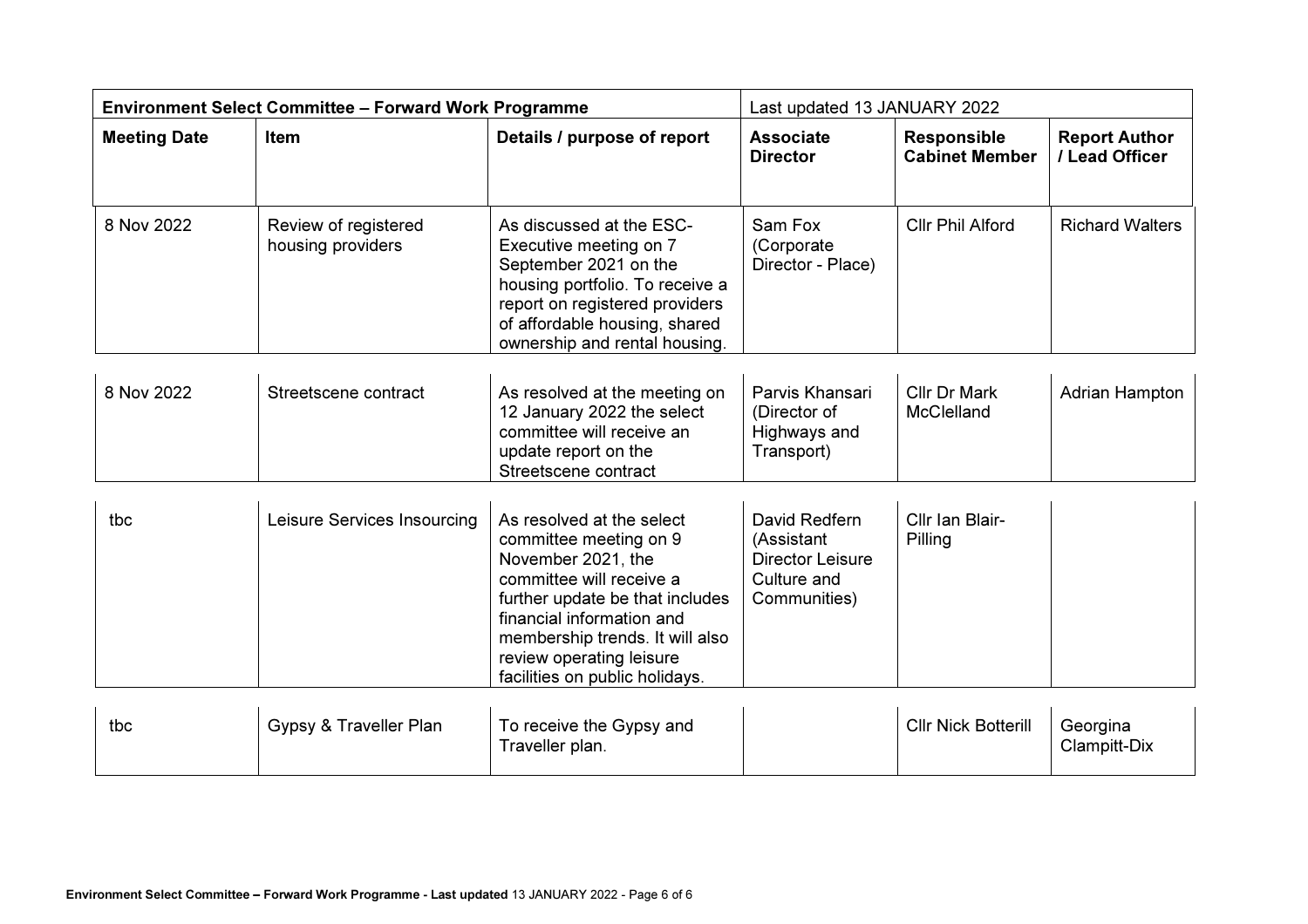| Environment Select Committee – Forward Work Programme | | | Last updated 13 JANUARY 2022 | | |
|---|---|---|---|---|---|
| **Meeting Date** | **Item** | **Details / purpose of report** | **Associate Director** | **Responsible Cabinet Member** | **Report Author / Lead Officer** |
| 8 Nov 2022 | Review of registered housing providers | As discussed at the ESC-Executive meeting on 7 September 2021 on the housing portfolio. To receive a report on registered providers of affordable housing, shared ownership and rental housing. | Sam Fox (Corporate Director - Place) | Cllr Phil Alford | Richard Walters |
| 8 Nov 2022 | Streetscene contract | As resolved at the meeting on 12 January 2022 the select committee will receive an update report on the Streetscene contract | Parvis Khansari (Director of Highways and Transport) | Cllr Dr Mark McClelland | Adrian Hampton |
| tbc | Leisure Services Insourcing | As resolved at the select committee meeting on 9 November 2021, the committee will receive a further update be that includes financial information and membership trends. It will also review operating leisure facilities on public holidays. | David Redfern (Assistant Director Leisure Culture and Communities) | Cllr Ian Blair-Pilling | |
| tbc | Gypsy & Traveller Plan | To receive the Gypsy and Traveller plan. | | Cllr Nick Botterill | Georgina Clampitt-Dix |